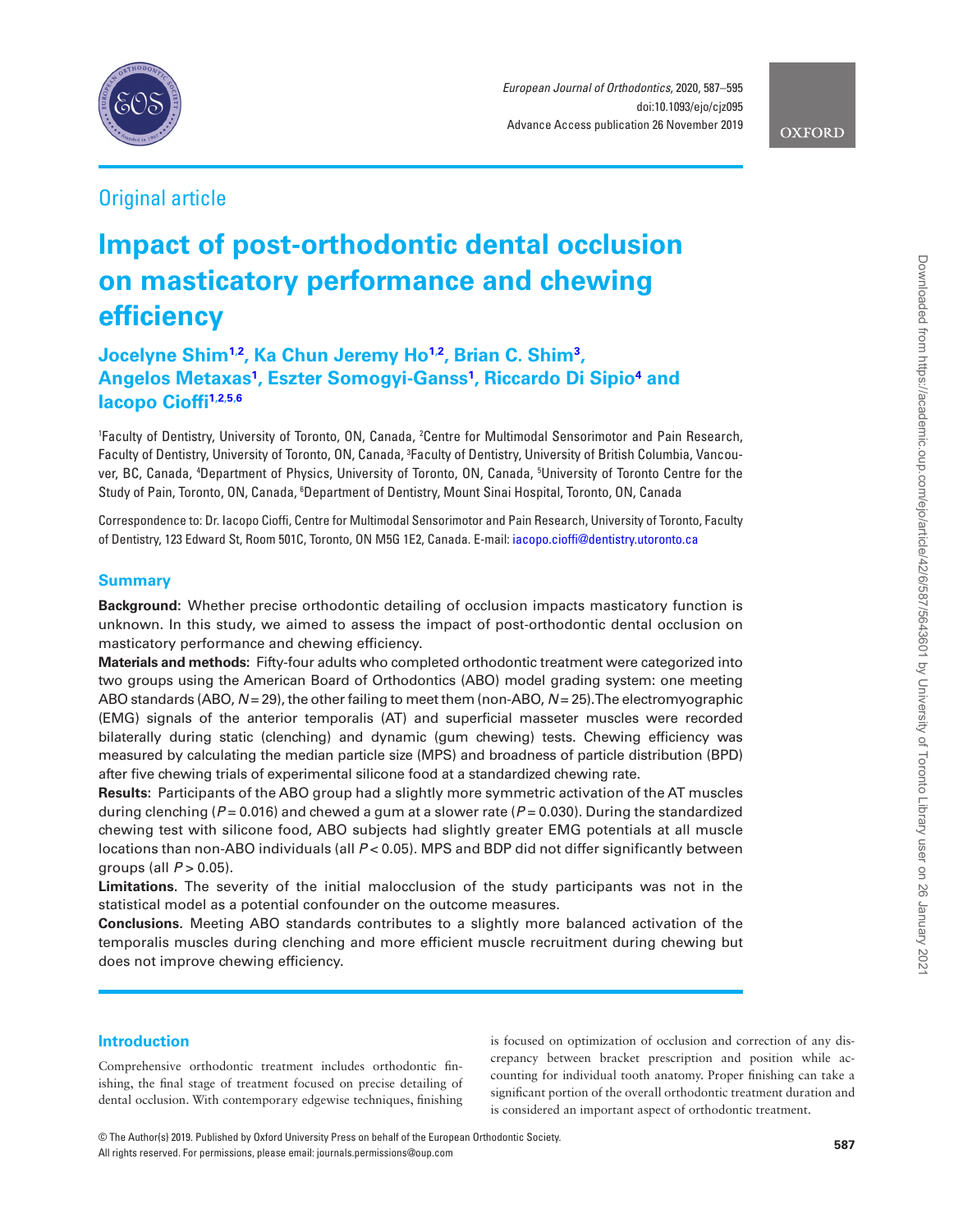Original article

# Impact of post-orthodontic dental occlusion on masticatory performance and chewing efficiency

**Jocelyne Shim[1,2], Ka Chun Jeremy Ho[1,2], Brian C. Shim[3], Angelos Metaxas[1], Eszter Somogyi-Ganss[1], Riccardo Di Sipio[4] and Iacopo Cioffi[1,2,5,6]**

[1]Faculty of Dentistry, University of Toronto, ON, Canada, [2]Centre for Multimodal Sensorimotor and Pain Research, Faculty of Dentistry, University of Toronto, ON, Canada, [3]Faculty of Dentistry, University of British Columbia, Vancouver, BC, Canada, [4]Department of Physics, University of Toronto, ON, Canada, [5]University of Toronto Centre for the Study of Pain, Toronto, ON, Canada, [6]Department of Dentistry, Mount Sinai Hospital, Toronto, ON, Canada

Correspondence to: Dr. Iacopo Cioffi, Centre for Multimodal Sensorimotor and Pain Research, University of Toronto, Faculty of Dentistry, 123 Edward St, Room 501C, Toronto, ON M5G 1E2, Canada. E-mail: iacopo.cioffi@dentistry.utoronto.ca

## Summary

**Background:** Whether precise orthodontic detailing of occlusion impacts masticatory function is unknown. In this study, we aimed to assess the impact of post-orthodontic dental occlusion on masticatory performance and chewing efficiency.

**Materials and methods:** Fifty-four adults who completed orthodontic treatment were categorized into two groups using the American Board of Orthodontics (ABO) model grading system: one meeting ABO standards (ABO, $N = 29$), the other failing to meet them (non-ABO, $N = 25$). The electromyographic (EMG) signals of the anterior temporalis (AT) and superficial masseter muscles were recorded bilaterally during static (clenching) and dynamic (gum chewing) tests. Chewing efficiency was measured by calculating the median particle size (MPS) and broadness of particle distribution (BPD) after five chewing trials of experimental silicone food at a standardized chewing rate.

**Results:** Participants of the ABO group had a slightly more symmetric activation of the AT muscles during clenching ($P = 0.016$) and chewed a gum at a slower rate ($P = 0.030$). During the standardized chewing test with silicone food, ABO subjects had slightly greater EMG potentials at all muscle locations than non-ABO individuals (all $P < 0.05$). MPS and BDP did not differ significantly between groups (all $P > 0.05$).

**Limitations.** The severity of the initial malocclusion of the study participants was not in the statistical model as a potential confounder on the outcome measures.

**Conclusions.** Meeting ABO standards contributes to a slightly more balanced activation of the temporalis muscles during clenching and more efficient muscle recruitment during chewing but does not improve chewing efficiency.

## Introduction

Comprehensive orthodontic treatment includes orthodontic finishing, the final stage of treatment focused on precise detailing of dental occlusion. With contemporary edgewise techniques, finishing is focused on optimization of occlusion and correction of any discrepancy between bracket prescription and position while accounting for individual tooth anatomy. Proper finishing can take a significant portion of the overall orthodontic treatment duration and is considered an important aspect of orthodontic treatment.

© The Author(s) 2019. Published by Oxford University Press on behalf of the European Orthodontic Society. All rights reserved. For permissions, please email: journals.permissions@oup.com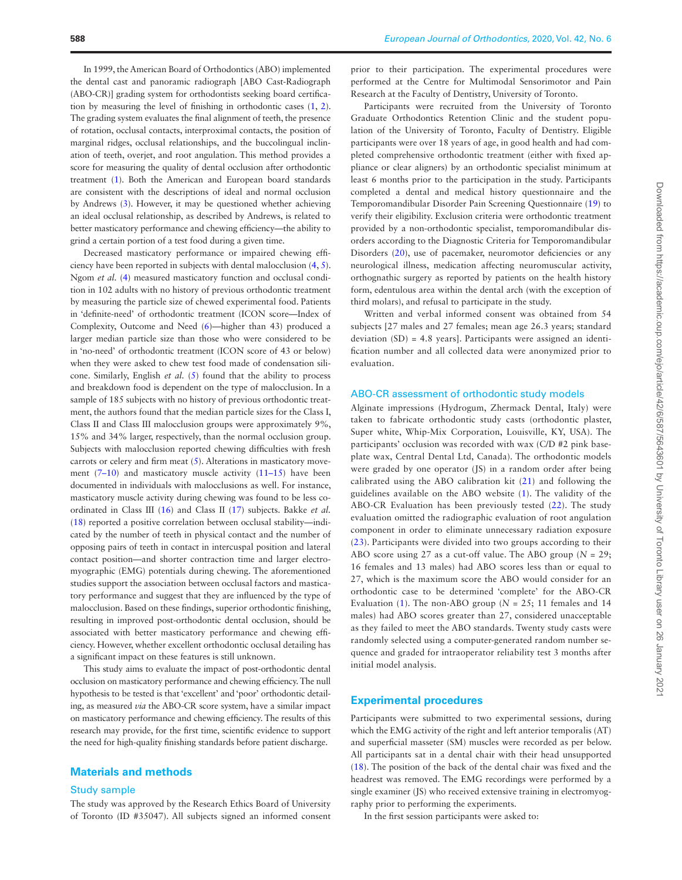In 1999, the American Board of Orthodontics (ABO) implemented the dental cast and panoramic radiograph [ABO Cast-Radiograph (ABO-CR)] grading system for orthodontists seeking board certification by measuring the level of finishing in orthodontic cases (1, 2). The grading system evaluates the final alignment of teeth, the presence of rotation, occlusal contacts, interproximal contacts, the position of marginal ridges, occlusal relationships, and the buccolingual inclination of teeth, overjet, and root angulation. This method provides a score for measuring the quality of dental occlusion after orthodontic treatment (1). Both the American and European board standards are consistent with the descriptions of ideal and normal occlusion by Andrews (3). However, it may be questioned whether achieving an ideal occlusal relationship, as described by Andrews, is related to better masticatory performance and chewing efficiency—the ability to grind a certain portion of a test food during a given time.

Decreased masticatory performance or impaired chewing efficiency have been reported in subjects with dental malocclusion (4, 5). Ngom *et al.* (4) measured masticatory function and occlusal condition in 102 adults with no history of previous orthodontic treatment by measuring the particle size of chewed experimental food. Patients in 'definite-need' of orthodontic treatment (ICON score—Index of Complexity, Outcome and Need (6)—higher than 43) produced a larger median particle size than those who were considered to be in 'no-need' of orthodontic treatment (ICON score of 43 or below) when they were asked to chew test food made of condensation silicone. Similarly, English *et al.* (5) found that the ability to process and breakdown food is dependent on the type of malocclusion. In a sample of 185 subjects with no history of previous orthodontic treatment, the authors found that the median particle sizes for the Class I, Class II and Class III malocclusion groups were approximately 9%, 15% and 34% larger, respectively, than the normal occlusion group. Subjects with malocclusion reported chewing difficulties with fresh carrots or celery and firm meat (5). Alterations in masticatory movement (7–10) and masticatory muscle activity (11–15) have been documented in individuals with malocclusions as well. For instance, masticatory muscle activity during chewing was found to be less coordinated in Class III (16) and Class II (17) subjects. Bakke *et al.* (18) reported a positive correlation between occlusal stability—indicated by the number of teeth in physical contact and the number of opposing pairs of teeth in contact in intercuspal position and lateral contact position—and shorter contraction time and larger electromyographic (EMG) potentials during chewing. The aforementioned studies support the association between occlusal factors and masticatory performance and suggest that they are influenced by the type of malocclusion. Based on these findings, superior orthodontic finishing, resulting in improved post-orthodontic dental occlusion, should be associated with better masticatory performance and chewing efficiency. However, whether excellent orthodontic occlusal detailing has a significant impact on these features is still unknown.

This study aims to evaluate the impact of post-orthodontic dental occlusion on masticatory performance and chewing efficiency. The null hypothesis to be tested is that 'excellent' and 'poor' orthodontic detailing, as measured *via* the ABO-CR score system, have a similar impact on masticatory performance and chewing efficiency. The results of this research may provide, for the first time, scientific evidence to support the need for high-quality finishing standards before patient discharge.

## Materials and methods

### Study sample

The study was approved by the Research Ethics Board of University of Toronto (ID #35047). All subjects signed an informed consent prior to their participation. The experimental procedures were performed at the Centre for Multimodal Sensorimotor and Pain Research at the Faculty of Dentistry, University of Toronto.

Participants were recruited from the University of Toronto Graduate Orthodontics Retention Clinic and the student population of the University of Toronto, Faculty of Dentistry. Eligible participants were over 18 years of age, in good health and had completed comprehensive orthodontic treatment (either with fixed appliance or clear aligners) by an orthodontic specialist minimum at least 6 months prior to the participation in the study. Participants completed a dental and medical history questionnaire and the Temporomandibular Disorder Pain Screening Questionnaire (19) to verify their eligibility. Exclusion criteria were orthodontic treatment provided by a non-orthodontic specialist, temporomandibular disorders according to the Diagnostic Criteria for Temporomandibular Disorders (20), use of pacemaker, neuromotor deficiencies or any neurological illness, medication affecting neuromuscular activity, orthognathic surgery as reported by patients on the health history form, edentulous area within the dental arch (with the exception of third molars), and refusal to participate in the study.

Written and verbal informed consent was obtained from 54 subjects [27 males and 27 females; mean age 26.3 years; standard deviation (SD) = 4.8 years]. Participants were assigned an identification number and all collected data were anonymized prior to evaluation.

### ABO-CR assessment of orthodontic study models

Alginate impressions (Hydrogum, Zhermack Dental, Italy) were taken to fabricate orthodontic study casts (orthodontic plaster, Super white, Whip-Mix Corporation, Louisville, KY, USA). The participants' occlusion was recorded with wax (C/D #2 pink baseplate wax, Central Dental Ltd, Canada). The orthodontic models were graded by one operator (JS) in a random order after being calibrated using the ABO calibration kit (21) and following the guidelines available on the ABO website (1). The validity of the ABO-CR Evaluation has been previously tested (22). The study evaluation omitted the radiographic evaluation of root angulation component in order to eliminate unnecessary radiation exposure (23). Participants were divided into two groups according to their ABO score using 27 as a cut-off value. The ABO group ($N$ = 29; 16 females and 13 males) had ABO scores less than or equal to 27, which is the maximum score the ABO would consider for an orthodontic case to be determined 'complete' for the ABO-CR Evaluation (1). The non-ABO group ($N$ = 25; 11 females and 14 males) had ABO scores greater than 27, considered unacceptable as they failed to meet the ABO standards. Twenty study casts were randomly selected using a computer-generated random number sequence and graded for intraoperator reliability test 3 months after initial model analysis.

## Experimental procedures

Participants were submitted to two experimental sessions, during which the EMG activity of the right and left anterior temporalis (AT) and superficial masseter (SM) muscles were recorded as per below. All participants sat in a dental chair with their head unsupported (18). The position of the back of the dental chair was fixed and the headrest was removed. The EMG recordings were performed by a single examiner (JS) who received extensive training in electromyography prior to performing the experiments.

In the first session participants were asked to: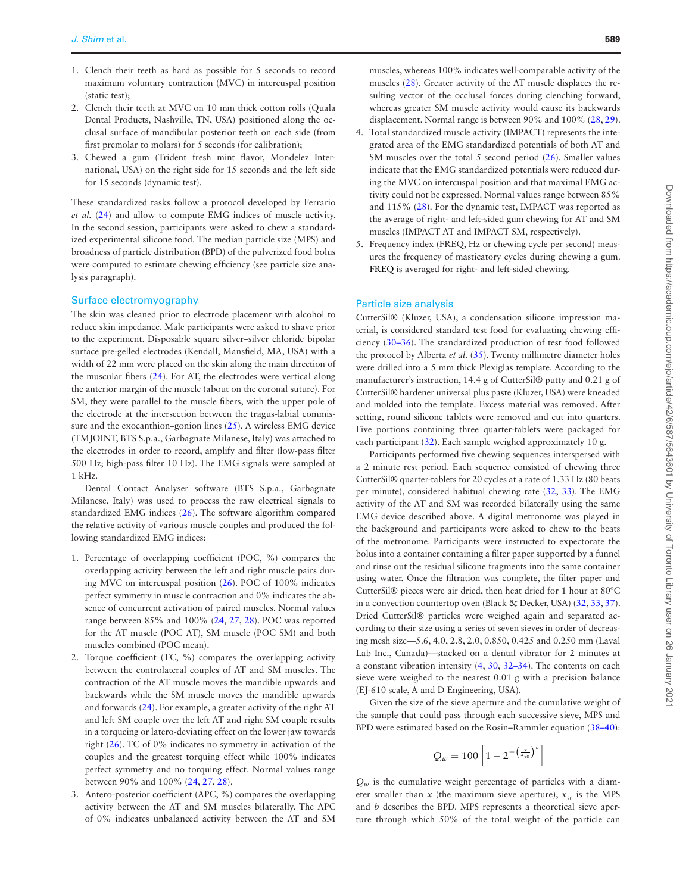1. Clench their teeth as hard as possible for 5 seconds to record maximum voluntary contraction (MVC) in intercuspal position (static test);
2. Clench their teeth at MVC on 10 mm thick cotton rolls (Quala Dental Products, Nashville, TN, USA) positioned along the occlusal surface of mandibular posterior teeth on each side (from first premolar to molars) for 5 seconds (for calibration);
3. Chewed a gum (Trident fresh mint flavor, Mondelez International, USA) on the right side for 15 seconds and the left side for 15 seconds (dynamic test).

These standardized tasks follow a protocol developed by Ferrario *et al.* (24) and allow to compute EMG indices of muscle activity. In the second session, participants were asked to chew a standardized experimental silicone food. The median particle size (MPS) and broadness of particle distribution (BPD) of the pulverized food bolus were computed to estimate chewing efficiency (see particle size analysis paragraph).

## Surface electromyography

The skin was cleaned prior to electrode placement with alcohol to reduce skin impedance. Male participants were asked to shave prior to the experiment. Disposable square silver–silver chloride bipolar surface pre-gelled electrodes (Kendall, Mansfield, MA, USA) with a width of 22 mm were placed on the skin along the main direction of the muscular fibers (24). For AT, the electrodes were vertical along the anterior margin of the muscle (about on the coronal suture). For SM, they were parallel to the muscle fibers, with the upper pole of the electrode at the intersection between the tragus-labial commissure and the exocanthion–gonion lines (25). A wireless EMG device (TMJOINT, BTS S.p.a., Garbagnate Milanese, Italy) was attached to the electrodes in order to record, amplify and filter (low-pass filter 500 Hz; high-pass filter 10 Hz). The EMG signals were sampled at 1 kHz.

Dental Contact Analyser software (BTS S.p.a., Garbagnate Milanese, Italy) was used to process the raw electrical signals to standardized EMG indices (26). The software algorithm compared the relative activity of various muscle couples and produced the following standardized EMG indices:

1. Percentage of overlapping coefficient (POC, %) compares the overlapping activity between the left and right muscle pairs during MVC on intercuspal position (26). POC of 100% indicates perfect symmetry in muscle contraction and 0% indicates the absence of concurrent activation of paired muscles. Normal values range between 85% and 100% (24, 27, 28). POC was reported for the AT muscle (POC AT), SM muscle (POC SM) and both muscles combined (POC mean).
2. Torque coefficient (TC, %) compares the overlapping activity between the controlateral couples of AT and SM muscles. The contraction of the AT muscle moves the mandible upwards and backwards while the SM muscle moves the mandible upwards and forwards (24). For example, a greater activity of the right AT and left SM couple over the left AT and right SM couple results in a torqueing or latero-deviating effect on the lower jaw towards right (26). TC of 0% indicates no symmetry in activation of the couples and the greatest torquing effect while 100% indicates perfect symmetry and no torquing effect. Normal values range between 90% and 100% (24, 27, 28).
3. Antero-posterior coefficient (APC, %) compares the overlapping activity between the AT and SM muscles bilaterally. The APC of 0% indicates unbalanced activity between the AT and SM muscles, whereas 100% indicates well-comparable activity of the muscles (28). Greater activity of the AT muscle displaces the resulting vector of the occlusal forces during clenching forward, whereas greater SM muscle activity would cause its backwards displacement. Normal range is between 90% and 100% (28, 29).
4. Total standardized muscle activity (IMPACT) represents the integrated area of the EMG standardized potentials of both AT and SM muscles over the total 5 second period (26). Smaller values indicate that the EMG standardized potentials were reduced during the MVC on intercuspal position and that maximal EMG activity could not be expressed. Normal values range between 85% and 115% (28). For the dynamic test, IMPACT was reported as the average of right- and left-sided gum chewing for AT and SM muscles (IMPACT AT and IMPACT SM, respectively).
5. Frequency index (FREQ, Hz or chewing cycle per second) measures the frequency of masticatory cycles during chewing a gum. FREQ is averaged for right- and left-sided chewing.

## Particle size analysis

CutterSil® (Kluzer, USA), a condensation silicone impression material, is considered standard test food for evaluating chewing efficiency (30–36). The standardized production of test food followed the protocol by Alberta *et al.* (35). Twenty millimetre diameter holes were drilled into a 5 mm thick Plexiglas template. According to the manufacturer's instruction, 14.4 g of CutterSil® putty and 0.21 g of CutterSil® hardener universal plus paste (Kluzer, USA) were kneaded and molded into the template. Excess material was removed. After setting, round silicone tablets were removed and cut into quarters. Five portions containing three quarter-tablets were packaged for each participant (32). Each sample weighed approximately 10 g.

Participants performed five chewing sequences interspersed with a 2 minute rest period. Each sequence consisted of chewing three CutterSil® quarter-tablets for 20 cycles at a rate of 1.33 Hz (80 beats per minute), considered habitual chewing rate (32, 33). The EMG activity of the AT and SM was recorded bilaterally using the same EMG device described above. A digital metronome was played in the background and participants were asked to chew to the beats of the metronome. Participants were instructed to expectorate the bolus into a container containing a filter paper supported by a funnel and rinse out the residual silicone fragments into the same container using water. Once the filtration was complete, the filter paper and CutterSil® pieces were air dried, then heat dried for 1 hour at 80ºC in a convection countertop oven (Black & Decker, USA) (32, 33, 37). Dried CutterSil® particles were weighed again and separated according to their size using a series of seven sieves in order of decreasing mesh size—5.6, 4.0, 2.8, 2.0, 0.850, 0.425 and 0.250 mm (Laval Lab Inc., Canada)—stacked on a dental vibrator for 2 minutes at a constant vibration intensity (4, 30, 32–34). The contents on each sieve were weighed to the nearest 0.01 g with a precision balance (EJ-610 scale, A and D Engineering, USA).

Given the size of the sieve aperture and the cumulative weight of the sample that could pass through each successive sieve, MPS and BPD were estimated based on the Rosin–Rammler equation (38–40):

$$Q_w = 100\left[1 - 2^{-\left(\frac{x}{x_{50}}\right)^b}\right]$$

$Q_w$ is the cumulative weight percentage of particles with a diameter smaller than $x$ (the maximum sieve aperture), $x_{50}$ is the MPS and $b$ describes the BPD. MPS represents a theoretical sieve aperture through which 50% of the total weight of the particle can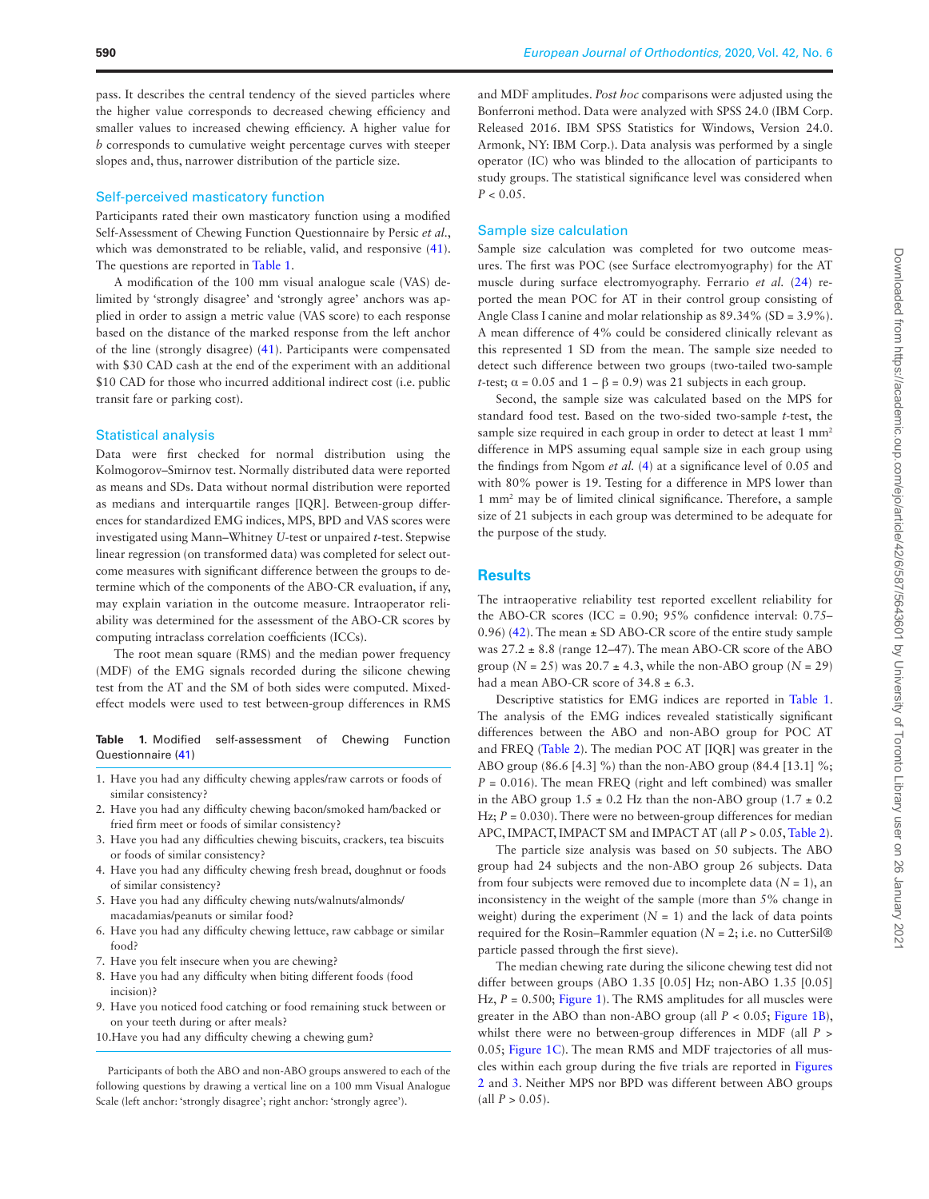pass. It describes the central tendency of the sieved particles where the higher value corresponds to decreased chewing efficiency and smaller values to increased chewing efficiency. A higher value for *b* corresponds to cumulative weight percentage curves with steeper slopes and, thus, narrower distribution of the particle size.

## Self-perceived masticatory function

Participants rated their own masticatory function using a modified Self-Assessment of Chewing Function Questionnaire by Persic *et al.*, which was demonstrated to be reliable, valid, and responsive (41). The questions are reported in Table 1.

A modification of the 100 mm visual analogue scale (VAS) delimited by 'strongly disagree' and 'strongly agree' anchors was applied in order to assign a metric value (VAS score) to each response based on the distance of the marked response from the left anchor of the line (strongly disagree) (41). Participants were compensated with $30 CAD cash at the end of the experiment with an additional $10 CAD for those who incurred additional indirect cost (i.e. public transit fare or parking cost).

## Statistical analysis

Data were first checked for normal distribution using the Kolmogorov–Smirnov test. Normally distributed data were reported as means and SDs. Data without normal distribution were reported as medians and interquartile ranges [IQR]. Between-group differences for standardized EMG indices, MPS, BPD and VAS scores were investigated using Mann–Whitney *U*-test or unpaired *t*-test. Stepwise linear regression (on transformed data) was completed for select outcome measures with significant difference between the groups to determine which of the components of the ABO-CR evaluation, if any, may explain variation in the outcome measure. Intraoperator reliability was determined for the assessment of the ABO-CR scores by computing intraclass correlation coefficients (ICCs).

The root mean square (RMS) and the median power frequency (MDF) of the EMG signals recorded during the silicone chewing test from the AT and the SM of both sides were computed. Mixed-effect models were used to test between-group differences in RMS and MDF amplitudes. *Post hoc* comparisons were adjusted using the Bonferroni method. Data were analyzed with SPSS 24.0 (IBM Corp. Released 2016. IBM SPSS Statistics for Windows, Version 24.0. Armonk, NY: IBM Corp.). Data analysis was performed by a single operator (IC) who was blinded to the allocation of participants to study groups. The statistical significance level was considered when $P < 0.05$.

**Table 1.** Modified self-assessment of Chewing Function Questionnaire (41)

1. Have you had any difficulty chewing apples/raw carrots or foods of similar consistency?
2. Have you had any difficulty chewing bacon/smoked ham/backed or fried firm meet or foods of similar consistency?
3. Have you had any difficulties chewing biscuits, crackers, tea biscuits or foods of similar consistency?
4. Have you had any difficulty chewing fresh bread, doughnut or foods of similar consistency?
5. Have you had any difficulty chewing nuts/walnuts/almonds/macadamias/peanuts or similar food?
6. Have you had any difficulty chewing lettuce, raw cabbage or similar food?
7. Have you felt insecure when you are chewing?
8. Have you had any difficulty when biting different foods (food incision)?
9. Have you noticed food catching or food remaining stuck between or on your teeth during or after meals?
10. Have you had any difficulty chewing a chewing gum?

Participants of both the ABO and non-ABO groups answered to each of the following questions by drawing a vertical line on a 100 mm Visual Analogue Scale (left anchor: 'strongly disagree'; right anchor: 'strongly agree').

## Sample size calculation

Sample size calculation was completed for two outcome measures. The first was POC (see Surface electromyography) for the AT muscle during surface electromyography. Ferrario *et al.* (24) reported the mean POC for AT in their control group consisting of Angle Class I canine and molar relationship as 89.34% (SD = 3.9%). A mean difference of 4% could be considered clinically relevant as this represented 1 SD from the mean. The sample size needed to detect such difference between two groups (two-tailed two-sample *t*-test; $\alpha = 0.05$ and $1 - \beta = 0.9$) was 21 subjects in each group.

Second, the sample size was calculated based on the MPS for standard food test. Based on the two-sided two-sample *t*-test, the sample size required in each group in order to detect at least 1 $mm^2$ difference in MPS assuming equal sample size in each group using the findings from Ngom *et al.* (4) at a significance level of 0.05 and with 80% power is 19. Testing for a difference in MPS lower than 1 $mm^2$ may be of limited clinical significance. Therefore, a sample size of 21 subjects in each group was determined to be adequate for the purpose of the study.

# Results

The intraoperative reliability test reported excellent reliability for the ABO-CR scores (ICC = 0.90; 95% confidence interval: 0.75–0.96) (42). The mean ± SD ABO-CR score of the entire study sample was 27.2 ± 8.8 (range 12–47). The mean ABO-CR score of the ABO group ($N = 25$) was 20.7 ± 4.3, while the non-ABO group ($N = 29$) had a mean ABO-CR score of 34.8 ± 6.3.

Descriptive statistics for EMG indices are reported in Table 1. The analysis of the EMG indices revealed statistically significant differences between the ABO and non-ABO group for POC AT and FREQ (Table 2). The median POC AT [IQR] was greater in the ABO group (86.6 [4.3] %) than the non-ABO group (84.4 [13.1] %; $P = 0.016$). The mean FREQ (right and left combined) was smaller in the ABO group 1.5 ± 0.2 Hz than the non-ABO group (1.7 ± 0.2 Hz; $P = 0.030$). There were no between-group differences for median APC, IMPACT, IMPACT SM and IMPACT AT (all $P > 0.05$, Table 2).

The particle size analysis was based on 50 subjects. The ABO group had 24 subjects and the non-ABO group 26 subjects. Data from four subjects were removed due to incomplete data ($N = 1$), an inconsistency in the weight of the sample (more than 5% change in weight) during the experiment ($N = 1$) and the lack of data points required for the Rosin–Rammler equation ($N = 2$; i.e. no CutterSil® particle passed through the first sieve).

The median chewing rate during the silicone chewing test did not differ between groups (ABO 1.35 [0.05] Hz; non-ABO 1.35 [0.05] Hz, $P = 0.500$; Figure 1). The RMS amplitudes for all muscles were greater in the ABO than non-ABO group (all $P < 0.05$; Figure 1B), whilst there were no between-group differences in MDF (all $P > 0.05$; Figure 1C). The mean RMS and MDF trajectories of all muscles within each group during the five trials are reported in Figures 2 and 3. Neither MPS nor BPD was different between ABO groups (all $P > 0.05$).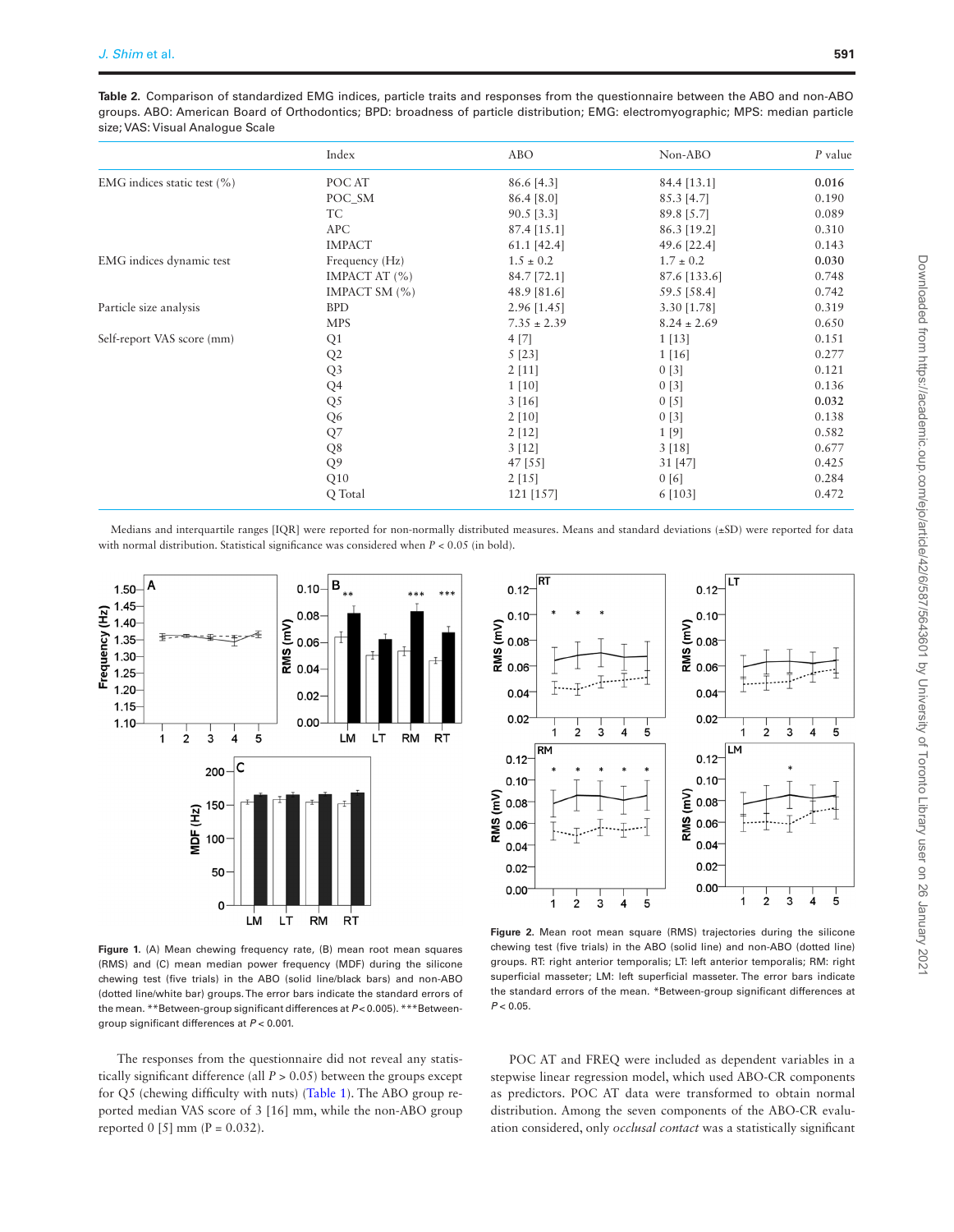**Table 2.** Comparison of standardized EMG indices, particle traits and responses from the questionnaire between the ABO and non-ABO groups. ABO: American Board of Orthodontics; BPD: broadness of particle distribution; EMG: electromyographic; MPS: median particle size; VAS: Visual Analogue Scale

| | Index | ABO | Non-ABO | *P* value |
|---|---|---|---|---|
| EMG indices static test (%) | POC AT | 86.6 [4.3] | 84.4 [13.1] | **0.016** |
| | POC_SM | 86.4 [8.0] | 85.3 [4.7] | 0.190 |
| | TC | 90.5 [3.3] | 89.8 [5.7] | 0.089 |
| | APC | 87.4 [15.1] | 86.3 [19.2] | 0.310 |
| | IMPACT | 61.1 [42.4] | 49.6 [22.4] | 0.143 |
| EMG indices dynamic test | Frequency (Hz) | 1.5 ± 0.2 | 1.7 ± 0.2 | **0.030** |
| | IMPACT AT (%) | 84.7 [72.1] | 87.6 [133.6] | 0.748 |
| | IMPACT SM (%) | 48.9 [81.6] | 59.5 [58.4] | 0.742 |
| Particle size analysis | BPD | 2.96 [1.45] | 3.30 [1.78] | 0.319 |
| | MPS | 7.35 ± 2.39 | 8.24 ± 2.69 | 0.650 |
| Self-report VAS score (mm) | Q1 | 4 [7] | 1 [13] | 0.151 |
| | Q2 | 5 [23] | 1 [16] | 0.277 |
| | Q3 | 2 [11] | 0 [3] | 0.121 |
| | Q4 | 1 [10] | 0 [3] | 0.136 |
| | Q5 | 3 [16] | 0 [5] | **0.032** |
| | Q6 | 2 [10] | 0 [3] | 0.138 |
| | Q7 | 2 [12] | 1 [9] | 0.582 |
| | Q8 | 3 [12] | 3 [18] | 0.677 |
| | Q9 | 47 [55] | 31 [47] | 0.425 |
| | Q10 | 2 [15] | 0 [6] | 0.284 |
| | Q Total | 121 [157] | 6 [103] | 0.472 |

Medians and interquartile ranges [IQR] were reported for non-normally distributed measures. Means and standard deviations (±SD) were reported for data with normal distribution. Statistical significance was considered when $P < 0.05$ (in bold).

**Figure 1.** (A) Mean chewing frequency rate, (B) mean root mean squares (RMS) and (C) mean median power frequency (MDF) during the silicone chewing test (five trials) in the ABO (solid line/black bars) and non-ABO (dotted line/white bar) groups. The error bars indicate the standard errors of the mean. **Between-group significant differences at $P < 0.005$). ***Between-group significant differences at $P < 0.001$.

**Figure 2.** Mean root mean square (RMS) trajectories during the silicone chewing test (five trials) in the ABO (solid line) and non-ABO (dotted line) groups. RT: right anterior temporalis; LT: left anterior temporalis; RM: right superficial masseter; LM: left superficial masseter. The error bars indicate the standard errors of the mean. *Between-group significant differences at $P < 0.05$.

The responses from the questionnaire did not reveal any statistically significant difference (all $P > 0.05$) between the groups except for Q5 (chewing difficulty with nuts) (Table 1). The ABO group reported median VAS score of 3 [16] mm, while the non-ABO group reported 0 [5] mm (P = 0.032).

POC AT and FREQ were included as dependent variables in a stepwise linear regression model, which used ABO-CR components as predictors. POC AT data were transformed to obtain normal distribution. Among the seven components of the ABO-CR evaluation considered, only *occlusal contact* was a statistically significant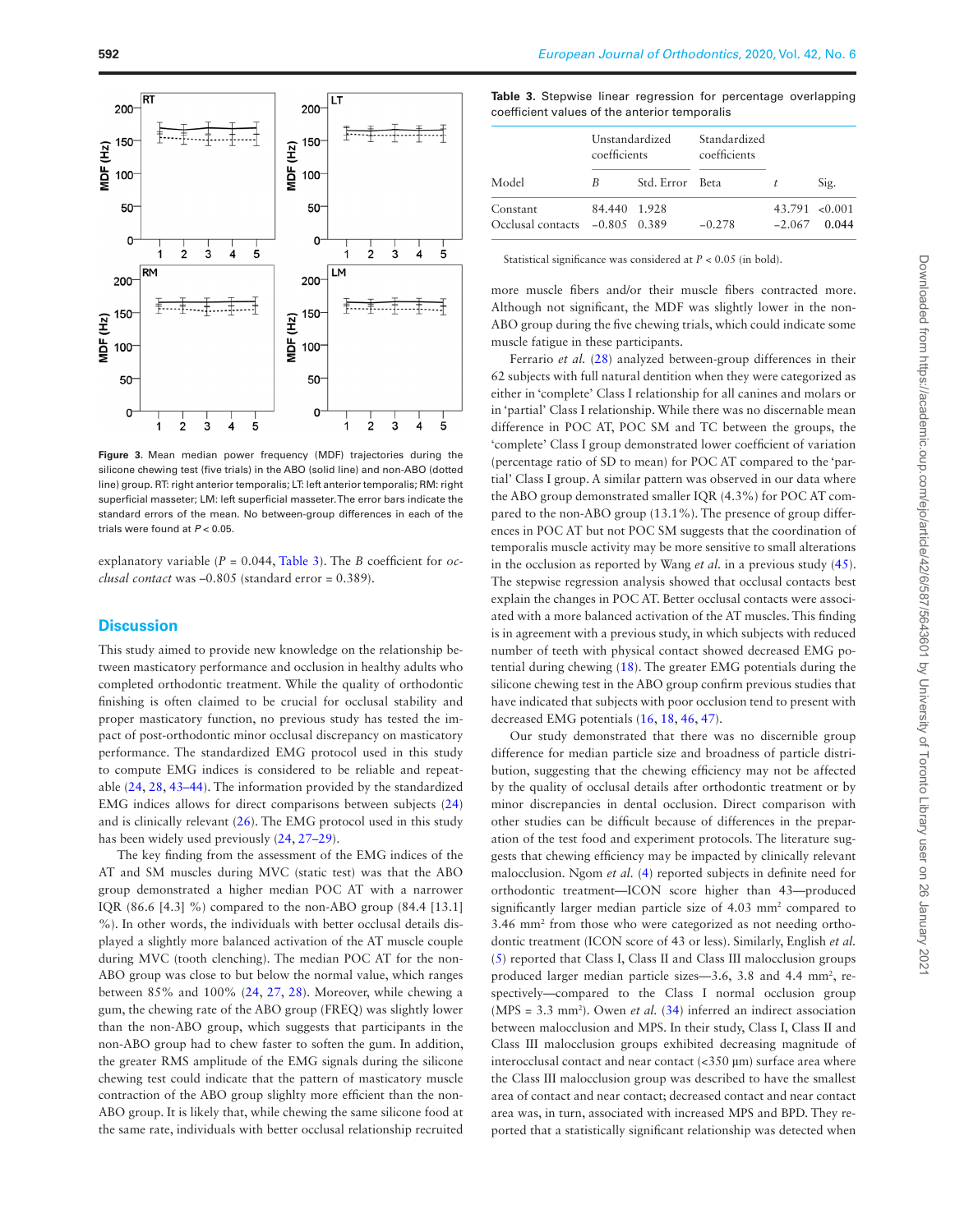Figure 3. Mean median power frequency (MDF) trajectories during the silicone chewing test (five trials) in the ABO (solid line) and non-ABO (dotted line) group. RT: right anterior temporalis; LT: left anterior temporalis; RM: right superficial masseter; LM: left superficial masseter. The error bars indicate the standard errors of the mean. No between-group differences in each of the trials were found at $P < 0.05$.

explanatory variable ($P$ = 0.044, Table 3). The $B$ coefficient for *occlusal contact* was –0.805 (standard error = 0.389).

## Discussion

This study aimed to provide new knowledge on the relationship between masticatory performance and occlusion in healthy adults who completed orthodontic treatment. While the quality of orthodontic finishing is often claimed to be crucial for occlusal stability and proper masticatory function, no previous study has tested the impact of post-orthodontic minor occlusal discrepancy on masticatory performance. The standardized EMG protocol used in this study to compute EMG indices is considered to be reliable and repeatable (24, 28, 43–44). The information provided by the standardized EMG indices allows for direct comparisons between subjects (24) and is clinically relevant (26). The EMG protocol used in this study has been widely used previously (24, 27–29).

The key finding from the assessment of the EMG indices of the AT and SM muscles during MVC (static test) was that the ABO group demonstrated a higher median POC AT with a narrower IQR (86.6 [4.3] %) compared to the non-ABO group (84.4 [13.1] %). In other words, the individuals with better occlusal details displayed a slightly more balanced activation of the AT muscle couple during MVC (tooth clenching). The median POC AT for the non-ABO group was close to but below the normal value, which ranges between 85% and 100% (24, 27, 28). Moreover, while chewing a gum, the chewing rate of the ABO group (FREQ) was slightly lower than the non-ABO group, which suggests that participants in the non-ABO group had to chew faster to soften the gum. In addition, the greater RMS amplitude of the EMG signals during the silicone chewing test could indicate that the pattern of masticatory muscle contraction of the ABO group slighlty more efficient than the non-ABO group. It is likely that, while chewing the same silicone food at the same rate, individuals with better occlusal relationship recruited more muscle fibers and/or their muscle fibers contracted more. Although not significant, the MDF was slightly lower in the non-ABO group during the five chewing trials, which could indicate some muscle fatigue in these participants.

Ferrario *et al.* (28) analyzed between-group differences in their 62 subjects with full natural dentition when they were categorized as either in 'complete' Class I relationship for all canines and molars or in 'partial' Class I relationship. While there was no discernable mean difference in POC AT, POC SM and TC between the groups, the 'complete' Class I group demonstrated lower coefficient of variation (percentage ratio of SD to mean) for POC AT compared to the 'partial' Class I group. A similar pattern was observed in our data where the ABO group demonstrated smaller IQR (4.3%) for POC AT compared to the non-ABO group (13.1%). The presence of group differences in POC AT but not POC SM suggests that the coordination of temporalis muscle activity may be more sensitive to small alterations in the occlusion as reported by Wang *et al.* in a previous study (45). The stepwise regression analysis showed that occlusal contacts best explain the changes in POC AT. Better occlusal contacts were associated with a more balanced activation of the AT muscles. This finding is in agreement with a previous study, in which subjects with reduced number of teeth with physical contact showed decreased EMG potential during chewing (18). The greater EMG potentials during the silicone chewing test in the ABO group confirm previous studies that have indicated that subjects with poor occlusion tend to present with decreased EMG potentials (16, 18, 46, 47).

Our study demonstrated that there was no discernible group difference for median particle size and broadness of particle distribution, suggesting that the chewing efficiency may not be affected by the quality of occlusal details after orthodontic treatment or by minor discrepancies in dental occlusion. Direct comparison with other studies can be difficult because of differences in the preparation of the test food and experiment protocols. The literature suggests that chewing efficiency may be impacted by clinically relevant malocclusion. Ngom *et al.* (4) reported subjects in definite need for orthodontic treatment—ICON score higher than 43—produced significantly larger median particle size of 4.03 mm² compared to 3.46 mm² from those who were categorized as not needing orthodontic treatment (ICON score of 43 or less). Similarly, English *et al.* (5) reported that Class I, Class II and Class III malocclusion groups produced larger median particle sizes—3.6, 3.8 and 4.4 mm², respectively—compared to the Class I normal occlusion group (MPS = 3.3 mm²). Owen *et al.* (34) inferred an indirect association between malocclusion and MPS. In their study, Class I, Class II and Class III malocclusion groups exhibited decreasing magnitude of interocclusal contact and near contact (<350 μm) surface area where the Class III malocclusion group was described to have the smallest area of contact and near contact; decreased contact and near contact area was, in turn, associated with increased MPS and BPD. They reported that a statistically significant relationship was detected when

Table 3. Stepwise linear regression for percentage overlapping coefficient values of the anterior temporalis

| Model | Unstandardized coefficients | | Standardized coefficients | | |
|---|---|---|---|---|---|
| | $B$ | Std. Error | Beta | $t$ | Sig. |
| Constant | 84.440 | 1.928 | | 43.791 | <0.001 |
| Occlusal contacts | −0.805 | 0.389 | −0.278 | −2.067 | **0.044** |

Statistical significance was considered at $P < 0.05$ (in bold).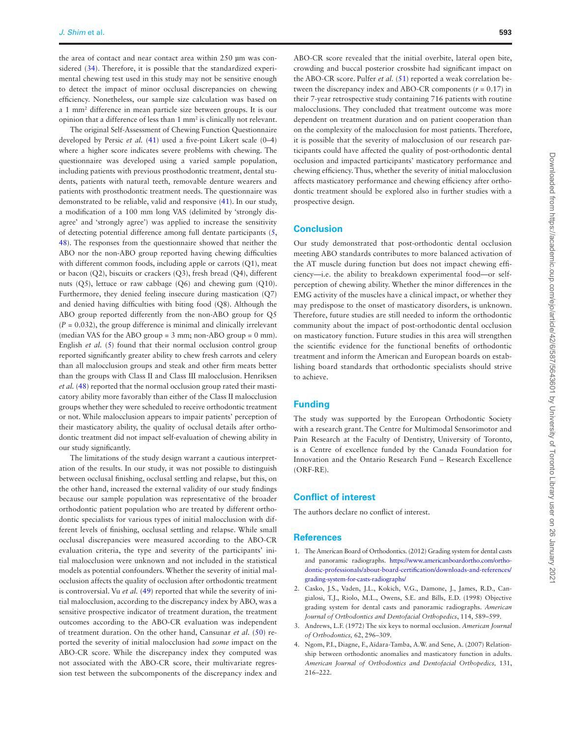the area of contact and near contact area within 250 µm was considered (34). Therefore, it is possible that the standardized experimental chewing test used in this study may not be sensitive enough to detect the impact of minor occlusal discrepancies on chewing efficiency. Nonetheless, our sample size calculation was based on a 1 mm$^2$ difference in mean particle size between groups. It is our opinion that a difference of less than 1 mm$^2$ is clinically not relevant.

The original Self-Assessment of Chewing Function Questionnaire developed by Persic *et al.* (41) used a five-point Likert scale (0–4) where a higher score indicates severe problems with chewing. The questionnaire was developed using a varied sample population, including patients with previous prosthodontic treatment, dental students, patients with natural teeth, removable denture wearers and patients with prosthodontic treatment needs. The questionnaire was demonstrated to be reliable, valid and responsive (41). In our study, a modification of a 100 mm long VAS (delimited by 'strongly disagree' and 'strongly agree') was applied to increase the sensitivity of detecting potential difference among full dentate participants (5, 48). The responses from the questionnaire showed that neither the ABO nor the non-ABO group reported having chewing difficulties with different common foods, including apple or carrots (Q1), meat or bacon (Q2), biscuits or crackers (Q3), fresh bread (Q4), different nuts (Q5), lettuce or raw cabbage (Q6) and chewing gum (Q10). Furthermore, they denied feeling insecure during mastication (Q7) and denied having difficulties with biting food (Q8). Although the ABO group reported differently from the non-ABO group for Q5 ($P = 0.032$), the group difference is minimal and clinically irrelevant (median VAS for the ABO group = 3 mm; non-ABO group = 0 mm). English *et al.* (5) found that their normal occlusion control group reported significantly greater ability to chew fresh carrots and celery than all malocclusion groups and steak and other firm meats better than the groups with Class II and Class III malocclusion. Henriksen *et al.* (48) reported that the normal occlusion group rated their masticatory ability more favorably than either of the Class II malocclusion groups whether they were scheduled to receive orthodontic treatment or not. While malocclusion appears to impair patients' perception of their masticatory ability, the quality of occlusal details after orthodontic treatment did not impact self-evaluation of chewing ability in our study significantly.

The limitations of the study design warrant a cautious interpretation of the results. In our study, it was not possible to distinguish between occlusal finishing, occlusal settling and relapse, but this, on the other hand, increased the external validity of our study findings because our sample population was representative of the broader orthodontic patient population who are treated by different orthodontic specialists for various types of initial malocclusion with different levels of finishing, occlusal settling and relapse. While small occlusal discrepancies were measured according to the ABO-CR evaluation criteria, the type and severity of the participants' initial malocclusion were unknown and not included in the statistical models as potential confounders. Whether the severity of initial malocclusion affects the quality of occlusion after orthodontic treatment is controversial. Vu *et al.* (49) reported that while the severity of initial malocclusion, according to the discrepancy index by ABO, was a sensitive prospective indicator of treatment duration, the treatment outcomes according to the ABO-CR evaluation was independent of treatment duration. On the other hand, Cansunar *et al.* (50) reported the severity of initial malocclusion had *some* impact on the ABO-CR score. While the discrepancy index they computed was not associated with the ABO-CR score, their multivariate regression test between the subcomponents of the discrepancy index and ABO-CR score revealed that the initial overbite, lateral open bite, crowding and buccal posterior crossbite had significant impact on the ABO-CR score. Pulfer *et al.* (51) reported a weak correlation between the discrepancy index and ABO-CR components ($r = 0.17$) in their 7-year retrospective study containing 716 patients with routine malocclusions. They concluded that treatment outcome was more dependent on treatment duration and on patient cooperation than on the complexity of the malocclusion for most patients. Therefore, it is possible that the severity of malocclusion of our research participants could have affected the quality of post-orthodontic dental occlusion and impacted participants' masticatory performance and chewing efficiency. Thus, whether the severity of initial malocclusion affects masticatory performance and chewing efficiency after orthodontic treatment should be explored also in further studies with a prospective design.

## Conclusion

Our study demonstrated that post-orthodontic dental occlusion meeting ABO standards contributes to more balanced activation of the AT muscle during function but does not impact chewing efficiency—i.e. the ability to breakdown experimental food—or self-perception of chewing ability. Whether the minor differences in the EMG activity of the muscles have a clinical impact, or whether they may predispose to the onset of masticatory disorders, is unknown. Therefore, future studies are still needed to inform the orthodontic community about the impact of post-orthodontic dental occlusion on masticatory function. Future studies in this area will strengthen the scientific evidence for the functional benefits of orthodontic treatment and inform the American and European boards on establishing board standards that orthodontic specialists should strive to achieve.

## Funding

The study was supported by the European Orthodontic Society with a research grant. The Centre for Multimodal Sensorimotor and Pain Research at the Faculty of Dentistry, University of Toronto, is a Centre of excellence funded by the Canada Foundation for Innovation and the Ontario Research Fund – Research Excellence (ORF-RE).

## Conflict of interest

The authors declare no conflict of interest.

## References

1. The American Board of Orthodontics. (2012) Grading system for dental casts and panoramic radiographs. https://www.americanboardortho.com/orthodontic-professionals/about-board-certification/downloads-and-references/grading-system-for-casts-radiographs/
2. Casko, J.S., Vaden, J.L., Kokich, V.G., Damone, J., James, R.D., Cangialosi, T.J., Riolo, M.L., Owens, S.E. and Bills, E.D. (1998) Objective grading system for dental casts and panoramic radiographs. *American Journal of Orthodontics and Dentofacial Orthopedics*, 114, 589–599.
3. Andrews, L.F. (1972) The six keys to normal occlusion. *American Journal of Orthodontics,* 62, 296–309.
4. Ngom, P.I., Diagne, F., Aïdara-Tamba, A.W. and Sene, A. (2007) Relationship between orthodontic anomalies and masticatory function in adults. *American Journal of Orthodontics and Dentofacial Orthopedics,* 131, 216–222.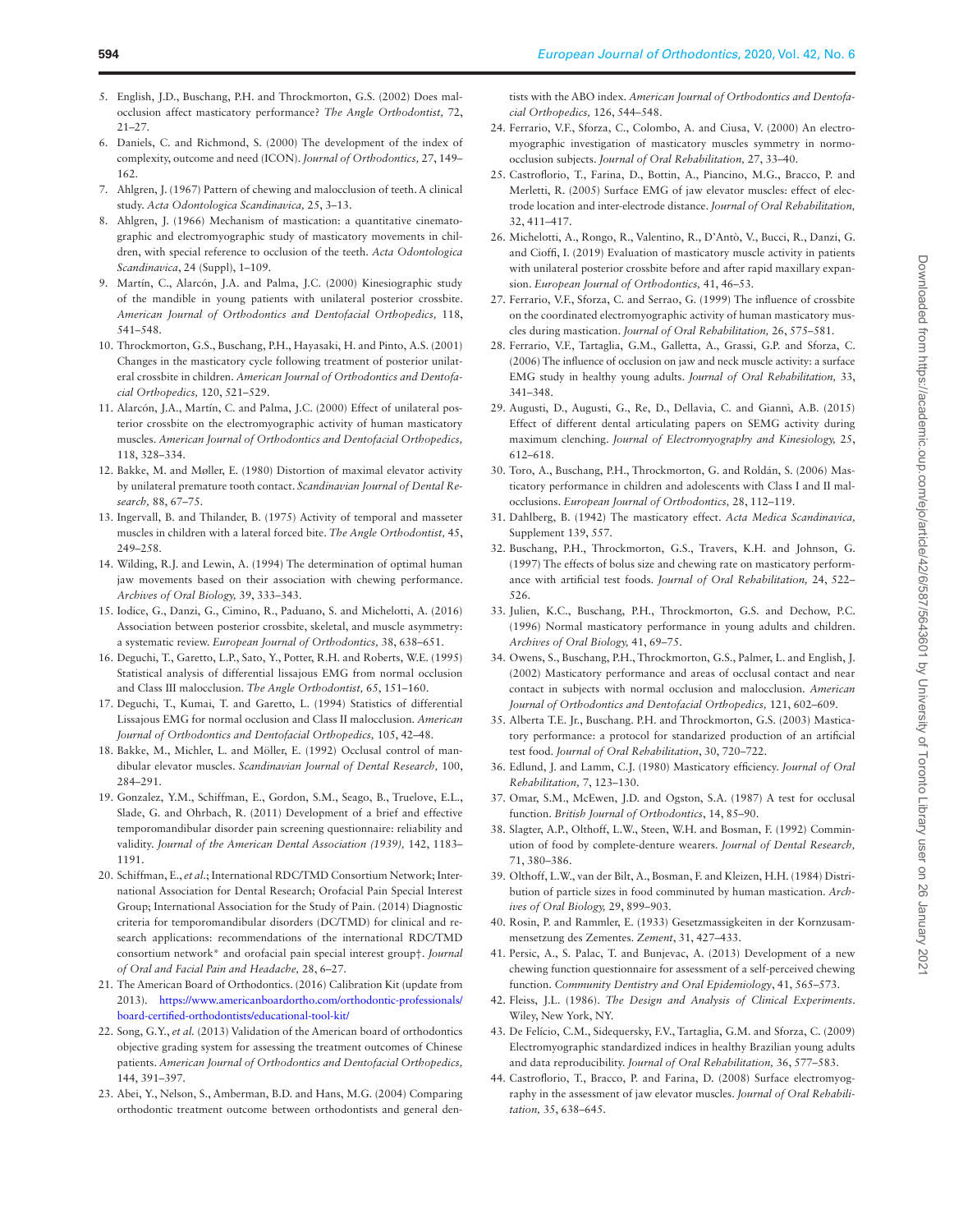5. English, J.D., Buschang, P.H. and Throckmorton, G.S. (2002) Does malocclusion affect masticatory performance? *The Angle Orthodontist,* 72, 21–27.
6. Daniels, C. and Richmond, S. (2000) The development of the index of complexity, outcome and need (ICON). *Journal of Orthodontics,* 27, 149–162.
7. Ahlgren, J. (1967) Pattern of chewing and malocclusion of teeth. A clinical study. *Acta Odontologica Scandinavica,* 25, 3–13.
8. Ahlgren, J. (1966) Mechanism of mastication: a quantitative cinematographic and electromyographic study of masticatory movements in children, with special reference to occlusion of the teeth. *Acta Odontologica Scandinavica*, 24 (Suppl), 1–109.
9. Martín, C., Alarcón, J.A. and Palma, J.C. (2000) Kinesiographic study of the mandible in young patients with unilateral posterior crossbite. *American Journal of Orthodontics and Dentofacial Orthopedics,* 118, 541–548.
10. Throckmorton, G.S., Buschang, P.H., Hayasaki, H. and Pinto, A.S. (2001) Changes in the masticatory cycle following treatment of posterior unilateral crossbite in children. *American Journal of Orthodontics and Dentofacial Orthopedics,* 120, 521–529.
11. Alarcón, J.A., Martín, C. and Palma, J.C. (2000) Effect of unilateral posterior crossbite on the electromyographic activity of human masticatory muscles. *American Journal of Orthodontics and Dentofacial Orthopedics,* 118, 328–334.
12. Bakke, M. and Møller, E. (1980) Distortion of maximal elevator activity by unilateral premature tooth contact. *Scandinavian Journal of Dental Research,* 88, 67–75.
13. Ingervall, B. and Thilander, B. (1975) Activity of temporal and masseter muscles in children with a lateral forced bite. *The Angle Orthodontist,* 45, 249–258.
14. Wilding, R.J. and Lewin, A. (1994) The determination of optimal human jaw movements based on their association with chewing performance. *Archives of Oral Biology,* 39, 333–343.
15. Iodice, G., Danzi, G., Cimino, R., Paduano, S. and Michelotti, A. (2016) Association between posterior crossbite, skeletal, and muscle asymmetry: a systematic review. *European Journal of Orthodontics,* 38, 638–651.
16. Deguchi, T., Garetto, L.P., Sato, Y., Potter, R.H. and Roberts, W.E. (1995) Statistical analysis of differential lissajous EMG from normal occlusion and Class III malocclusion. *The Angle Orthodontist,* 65, 151–160.
17. Deguchi, T., Kumai, T. and Garetto, L. (1994) Statistics of differential Lissajous EMG for normal occlusion and Class II malocclusion. *American Journal of Orthodontics and Dentofacial Orthopedics,* 105, 42–48.
18. Bakke, M., Michler, L. and Möller, E. (1992) Occlusal control of mandibular elevator muscles. *Scandinavian Journal of Dental Research,* 100, 284–291.
19. Gonzalez, Y.M., Schiffman, E., Gordon, S.M., Seago, B., Truelove, E.L., Slade, G. and Ohrbach, R. (2011) Development of a brief and effective temporomandibular disorder pain screening questionnaire: reliability and validity. *Journal of the American Dental Association (1939),* 142, 1183–1191.
20. Schiffman, E., *et al.*; International RDC/TMD Consortium Network; International Association for Dental Research; Orofacial Pain Special Interest Group; International Association for the Study of Pain. (2014) Diagnostic criteria for temporomandibular disorders (DC/TMD) for clinical and research applications: recommendations of the international RDC/TMD consortium network* and orofacial pain special interest group†. *Journal of Oral and Facial Pain and Headache,* 28, 6–27.
21. The American Board of Orthodontics. (2016) Calibration Kit (update from 2013). https://www.americanboardortho.com/orthodontic-professionals/board-certified-orthodontists/educational-tool-kit/
22. Song, G.Y., *et al.* (2013) Validation of the American board of orthodontics objective grading system for assessing the treatment outcomes of Chinese patients. *American Journal of Orthodontics and Dentofacial Orthopedics,* 144, 391–397.
23. Abei, Y., Nelson, S., Amberman, B.D. and Hans, M.G. (2004) Comparing orthodontic treatment outcome between orthodontists and general dentists with the ABO index. *American Journal of Orthodontics and Dentofacial Orthopedics,* 126, 544–548.
24. Ferrario, V.F., Sforza, C., Colombo, A. and Ciusa, V. (2000) An electromyographic investigation of masticatory muscles symmetry in normo-occlusion subjects. *Journal of Oral Rehabilitation,* 27, 33–40.
25. Castroflorio, T., Farina, D., Bottin, A., Piancino, M.G., Bracco, P. and Merletti, R. (2005) Surface EMG of jaw elevator muscles: effect of electrode location and inter-electrode distance. *Journal of Oral Rehabilitation,* 32, 411–417.
26. Michelotti, A., Rongo, R., Valentino, R., D'Antò, V., Bucci, R., Danzi, G. and Cioffi, I. (2019) Evaluation of masticatory muscle activity in patients with unilateral posterior crossbite before and after rapid maxillary expansion. *European Journal of Orthodontics,* 41, 46–53.
27. Ferrario, V.F., Sforza, C. and Serrao, G. (1999) The influence of crossbite on the coordinated electromyographic activity of human masticatory muscles during mastication. *Journal of Oral Rehabilitation,* 26, 575–581.
28. Ferrario, V.F., Tartaglia, G.M., Galletta, A., Grassi, G.P. and Sforza, C. (2006) The influence of occlusion on jaw and neck muscle activity: a surface EMG study in healthy young adults. *Journal of Oral Rehabilitation,* 33, 341–348.
29. Augusti, D., Augusti, G., Re, D., Dellavia, C. and Giannì, A.B. (2015) Effect of different dental articulating papers on SEMG activity during maximum clenching. *Journal of Electromyography and Kinesiology,* 25, 612–618.
30. Toro, A., Buschang, P.H., Throckmorton, G. and Roldán, S. (2006) Masticatory performance in children and adolescents with Class I and II malocclusions. *European Journal of Orthodontics,* 28, 112–119.
31. Dahlberg, B. (1942) The masticatory effect. *Acta Medica Scandinavica,* Supplement 139, 557.
32. Buschang, P.H., Throckmorton, G.S., Travers, K.H. and Johnson, G. (1997) The effects of bolus size and chewing rate on masticatory performance with artificial test foods. *Journal of Oral Rehabilitation,* 24, 522–526.
33. Julien, K.C., Buschang, P.H., Throckmorton, G.S. and Dechow, P.C. (1996) Normal masticatory performance in young adults and children. *Archives of Oral Biology,* 41, 69–75.
34. Owens, S., Buschang, P.H., Throckmorton, G.S., Palmer, L. and English, J. (2002) Masticatory performance and areas of occlusal contact and near contact in subjects with normal occlusion and malocclusion. *American Journal of Orthodontics and Dentofacial Orthopedics,* 121, 602–609.
35. Alberta T.E. Jr., Buschang. P.H. and Throckmorton, G.S. (2003) Masticatory performance: a protocol for standarized production of an artificial test food. *Journal of Oral Rehabilitation*, 30, 720–722.
36. Edlund, J. and Lamm, C.J. (1980) Masticatory efficiency. *Journal of Oral Rehabilitation,* 7, 123–130.
37. Omar, S.M., McEwen, J.D. and Ogston, S.A. (1987) A test for occlusal function. *British Journal of Orthodontics*, 14, 85–90.
38. Slagter, A.P., Olthoff, L.W., Steen, W.H. and Bosman, F. (1992) Comminution of food by complete-denture wearers. *Journal of Dental Research,* 71, 380–386.
39. Olthoff, L.W., van der Bilt, A., Bosman, F. and Kleizen, H.H. (1984) Distribution of particle sizes in food comminuted by human mastication. *Archives of Oral Biology,* 29, 899–903.
40. Rosin, P. and Rammler, E. (1933) Gesetzmassigkeiten in der Kornzusammensetzung des Zementes. *Zement*, 31, 427–433.
41. Persic, A., S. Palac, T. and Bunjevac, A. (2013) Development of a new chewing function questionnaire for assessment of a self-perceived chewing function. *Community Dentistry and Oral Epidemiology*, 41, 565–573.
42. Fleiss, J.L. (1986). *The Design and Analysis of Clinical Experiments*. Wiley, New York, NY.
43. De Felício, C.M., Sidequersky, F.V., Tartaglia, G.M. and Sforza, C. (2009) Electromyographic standardized indices in healthy Brazilian young adults and data reproducibility. *Journal of Oral Rehabilitation,* 36, 577–583.
44. Castroflorio, T., Bracco, P. and Farina, D. (2008) Surface electromyography in the assessment of jaw elevator muscles. *Journal of Oral Rehabilitation,* 35, 638–645.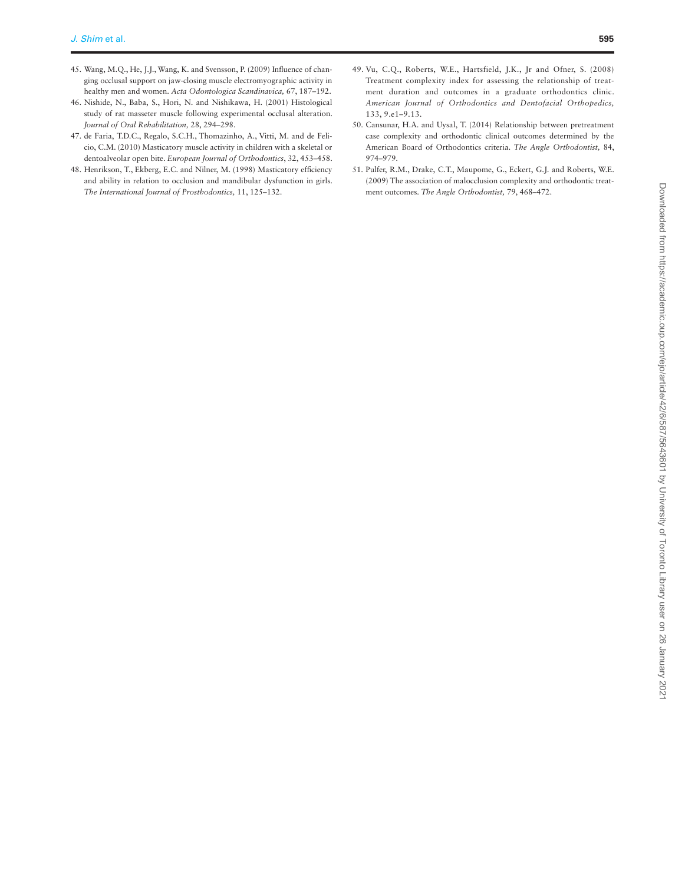45. Wang, M.Q., He, J.J., Wang, K. and Svensson, P. (2009) Influence of changing occlusal support on jaw-closing muscle electromyographic activity in healthy men and women. *Acta Odontologica Scandinavica,* 67, 187–192.
46. Nishide, N., Baba, S., Hori, N. and Nishikawa, H. (2001) Histological study of rat masseter muscle following experimental occlusal alteration. *Journal of Oral Rehabilitation,* 28, 294–298.
47. de Faria, T.D.C., Regalo, S.C.H., Thomazinho, A., Vitti, M. and de Felicio, C.M. (2010) Masticatory muscle activity in children with a skeletal or dentoalveolar open bite. *European Journal of Orthodontics*, 32, 453–458.
48. Henrikson, T., Ekberg, E.C. and Nilner, M. (1998) Masticatory efficiency and ability in relation to occlusion and mandibular dysfunction in girls. *The International Journal of Prosthodontics,* 11, 125–132.
49. Vu, C.Q., Roberts, W.E., Hartsfield, J.K., Jr and Ofner, S. (2008) Treatment complexity index for assessing the relationship of treatment duration and outcomes in a graduate orthodontics clinic. *American Journal of Orthodontics and Dentofacial Orthopedics,* 133, 9.e1–9.13.
50. Cansunar, H.A. and Uysal, T. (2014) Relationship between pretreatment case complexity and orthodontic clinical outcomes determined by the American Board of Orthodontics criteria. *The Angle Orthodontist,* 84, 974–979.
51. Pulfer, R.M., Drake, C.T., Maupome, G., Eckert, G.J. and Roberts, W.E. (2009) The association of malocclusion complexity and orthodontic treatment outcomes. *The Angle Orthodontist,* 79, 468–472.